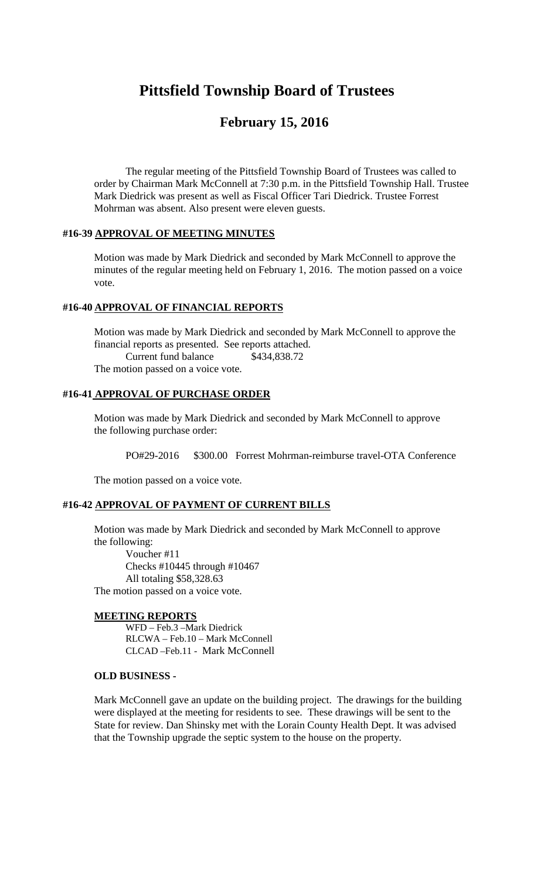# Pittsfield Township Board of Trustees

## February 15, 2016

The regular meeting of the Pittsfield Township Board of Trustees was called to order by Chairman Mark McConnell at 7:30 p.m. in the Pittsfield Township Hall. Trustee Mark Diedrick was present as well as Fiscal Officer Tari Diedrick. Trustee Forrest Mohrman was absent. Also present were eleven guests.

### #16-39 APPROVAL OF MEETING MINUTES

Motion was made by Mark Diedrick and seconded by Mark McConnell to approve the minutes of the regular meeting held on February 1, 2016. The motion passed on a voice vote.

### #16-40 APPROVAL OF FINANCIAL REPORTS

Motion was made by Mark Diedrick and seconded by Mark McConnell to approve the financial reports as presented. See reports attached.

Current fund balance $434,838.72

The motion passed on a voice vote.

### #16-41 APPROVAL OF PURCHASE ORDER

Motion was made by Mark Diedrick and seconded by Mark McConnell to approve the following purchase order:

PO#29-2016 $300.00 Forrest Mohrman-reimburse travel-OTA Conference

The motion passed on a voice vote.

### #16-42 APPROVAL OF PAYMENT OF CURRENT BILLS

Motion was made by Mark Diedrick and seconded by Mark McConnell to approve the following:

Voucher #11
Checks #10445 through #10467
All totaling $58,328.63

The motion passed on a voice vote.

### MEETING REPORTS

WFD – Feb.3 –Mark Diedrick
RLCWA – Feb.10 – Mark McConnell
CLCAD –Feb.11 - Mark McConnell

### OLD BUSINESS -

Mark McConnell gave an update on the building project. The drawings for the building were displayed at the meeting for residents to see. These drawings will be sent to the State for review. Dan Shinsky met with the Lorain County Health Dept. It was advised that the Township upgrade the septic system to the house on the property.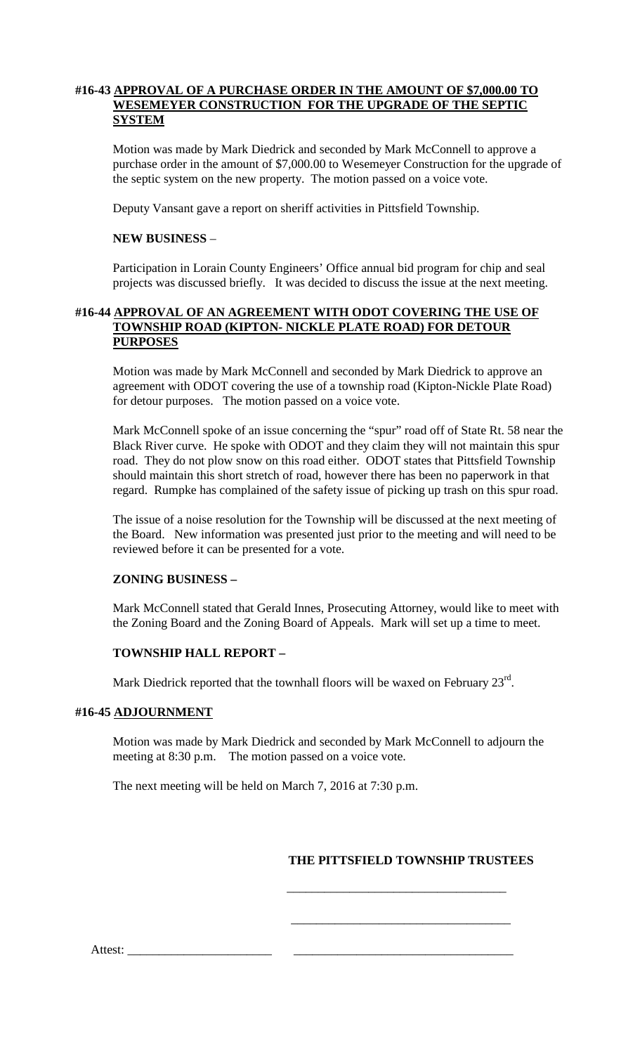**#16-43 <u>APPROVAL OF A PURCHASE ORDER IN THE AMOUNT OF $7,000.00 TO WESEMEYER CONSTRUCTION FOR THE UPGRADE OF THE SEPTIC SYSTEM</u>**

Motion was made by Mark Diedrick and seconded by Mark McConnell to approve a purchase order in the amount of $7,000.00 to Wesemeyer Construction for the upgrade of the septic system on the new property. The motion passed on a voice vote.

Deputy Vansant gave a report on sheriff activities in Pittsfield Township.

**NEW BUSINESS** –

Participation in Lorain County Engineers' Office annual bid program for chip and seal projects was discussed briefly. It was decided to discuss the issue at the next meeting.

**#16-44 <u>APPROVAL OF AN AGREEMENT WITH ODOT COVERING THE USE OF TOWNSHIP ROAD (KIPTON- NICKLE PLATE ROAD) FOR DETOUR PURPOSES</u>**

Motion was made by Mark McConnell and seconded by Mark Diedrick to approve an agreement with ODOT covering the use of a township road (Kipton-Nickle Plate Road) for detour purposes. The motion passed on a voice vote.

Mark McConnell spoke of an issue concerning the "spur" road off of State Rt. 58 near the Black River curve. He spoke with ODOT and they claim they will not maintain this spur road. They do not plow snow on this road either. ODOT states that Pittsfield Township should maintain this short stretch of road, however there has been no paperwork in that regard. Rumpke has complained of the safety issue of picking up trash on this spur road.

The issue of a noise resolution for the Township will be discussed at the next meeting of the Board. New information was presented just prior to the meeting and will need to be reviewed before it can be presented for a vote.

**ZONING BUSINESS –**

Mark McConnell stated that Gerald Innes, Prosecuting Attorney, would like to meet with the Zoning Board and the Zoning Board of Appeals. Mark will set up a time to meet.

**TOWNSHIP HALL REPORT –**

Mark Diedrick reported that the townhall floors will be waxed on February 23rd.

**#16-45 <u>ADJOURNMENT</u>**

Motion was made by Mark Diedrick and seconded by Mark McConnell to adjourn the meeting at 8:30 p.m. The motion passed on a voice vote.

The next meeting will be held on March 7, 2016 at 7:30 p.m.

**THE PITTSFIELD TOWNSHIP TRUSTEES**

\_\_\_\_\_\_\_\_\_\_\_\_\_\_\_\_\_\_\_\_\_\_\_\_\_\_\_\_\_\_\_\_\_\_\_

\_\_\_\_\_\_\_\_\_\_\_\_\_\_\_\_\_\_\_\_\_\_\_\_\_\_\_\_\_\_\_\_\_\_\_

Attest: \_\_\_\_\_\_\_\_\_\_\_\_\_\_\_\_\_\_\_\_\_\_\_ \_\_\_\_\_\_\_\_\_\_\_\_\_\_\_\_\_\_\_\_\_\_\_\_\_\_\_\_\_\_\_\_\_\_\_